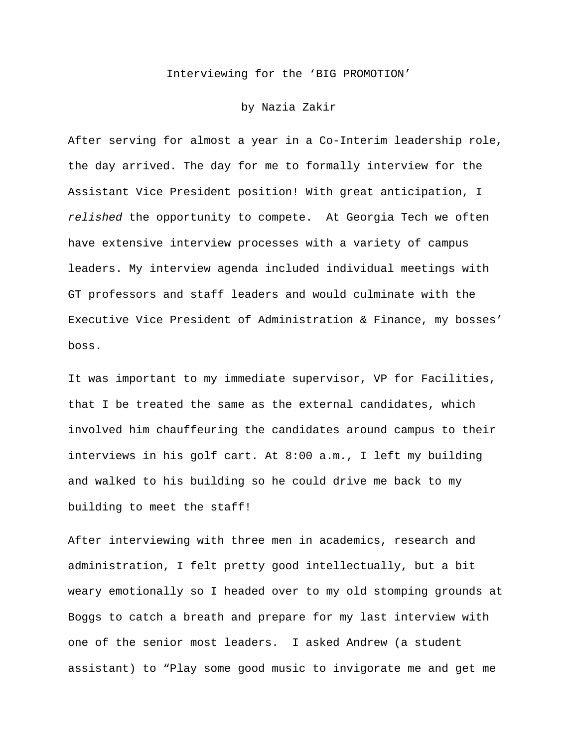# Interviewing for the 'BIG PROMOTION'

by Nazia Zakir

After serving for almost a year in a Co-Interim leadership role, the day arrived. The day for me to formally interview for the Assistant Vice President position! With great anticipation, I *relished* the opportunity to compete.  At Georgia Tech we often have extensive interview processes with a variety of campus leaders. My interview agenda included individual meetings with GT professors and staff leaders and would culminate with the Executive Vice President of Administration & Finance, my bosses' boss.

It was important to my immediate supervisor, VP for Facilities, that I be treated the same as the external candidates, which involved him chauffeuring the candidates around campus to their interviews in his golf cart. At 8:00 a.m., I left my building and walked to his building so he could drive me back to my building to meet the staff!

After interviewing with three men in academics, research and administration, I felt pretty good intellectually, but a bit weary emotionally so I headed over to my old stomping grounds at Boggs to catch a breath and prepare for my last interview with one of the senior most leaders.  I asked Andrew (a student assistant) to "Play some good music to invigorate me and get me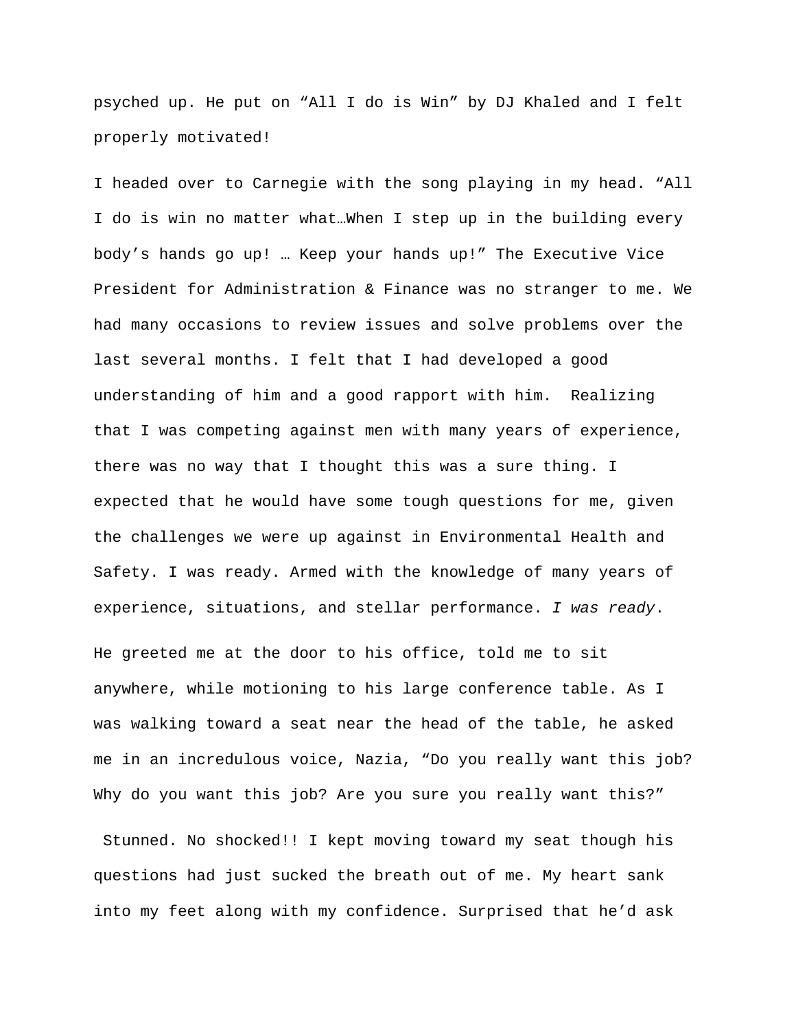psyched up. He put on “All I do is Win” by DJ Khaled and I felt properly motivated!

I headed over to Carnegie with the song playing in my head. “All I do is win no matter what…When I step up in the building every body’s hands go up! … Keep your hands up!” The Executive Vice President for Administration & Finance was no stranger to me. We had many occasions to review issues and solve problems over the last several months. I felt that I had developed a good understanding of him and a good rapport with him.  Realizing that I was competing against men with many years of experience, there was no way that I thought this was a sure thing. I expected that he would have some tough questions for me, given the challenges we were up against in Environmental Health and Safety. I was ready. Armed with the knowledge of many years of experience, situations, and stellar performance. *I was ready*.

He greeted me at the door to his office, told me to sit anywhere, while motioning to his large conference table. As I was walking toward a seat near the head of the table, he asked me in an incredulous voice, Nazia, “Do you really want this job? Why do you want this job? Are you sure you really want this?”

Stunned. No shocked!! I kept moving toward my seat though his questions had just sucked the breath out of me. My heart sank into my feet along with my confidence. Surprised that he’d ask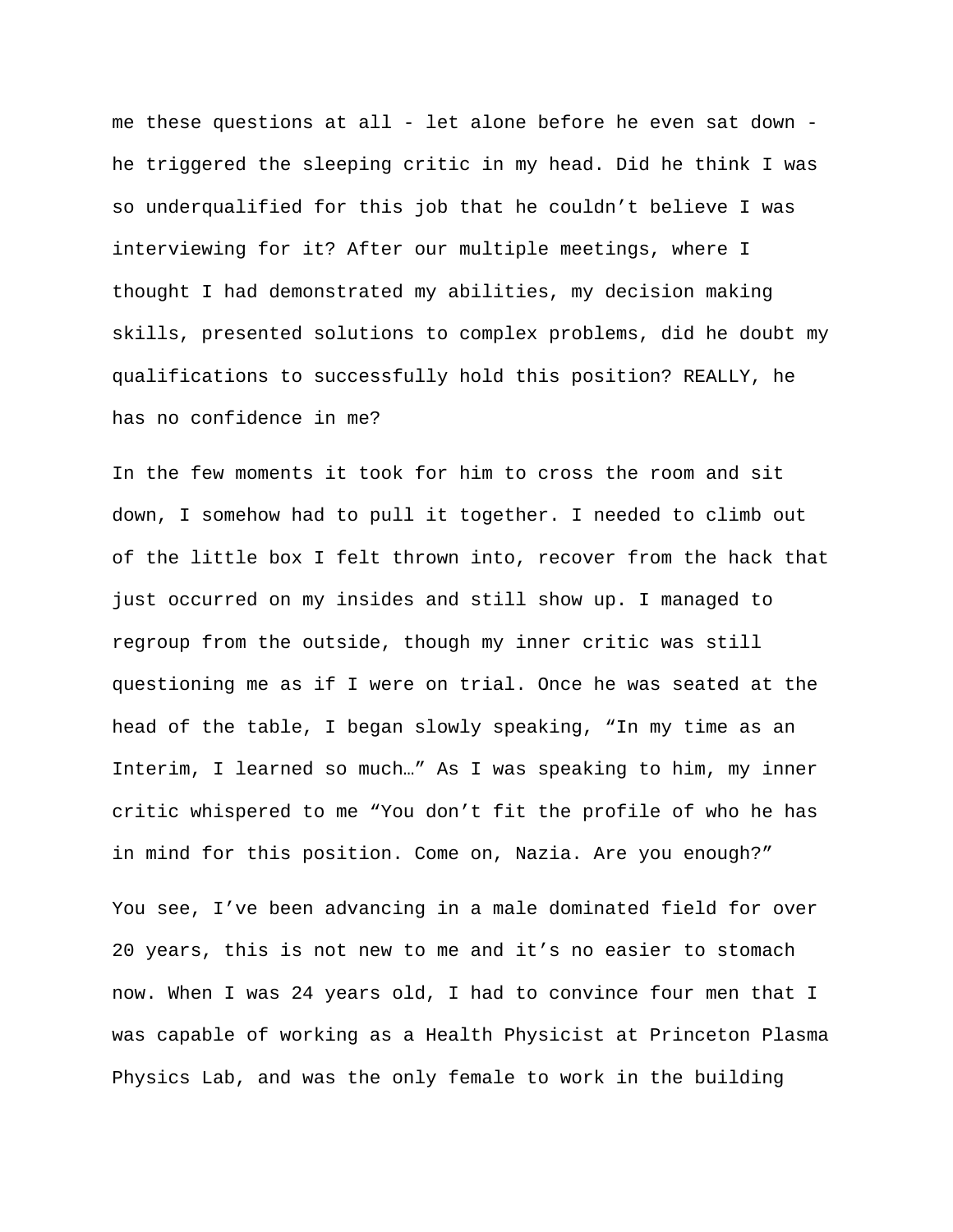me these questions at all - let alone before he even sat down - he triggered the sleeping critic in my head. Did he think I was so underqualified for this job that he couldn’t believe I was interviewing for it? After our multiple meetings, where I thought I had demonstrated my abilities, my decision making skills, presented solutions to complex problems, did he doubt my qualifications to successfully hold this position? REALLY, he has no confidence in me?

In the few moments it took for him to cross the room and sit down, I somehow had to pull it together. I needed to climb out of the little box I felt thrown into, recover from the hack that just occurred on my insides and still show up. I managed to regroup from the outside, though my inner critic was still questioning me as if I were on trial. Once he was seated at the head of the table, I began slowly speaking, “In my time as an Interim, I learned so much…” As I was speaking to him, my inner critic whispered to me “You don’t fit the profile of who he has in mind for this position. Come on, Nazia. Are you enough?”

You see, I’ve been advancing in a male dominated field for over 20 years, this is not new to me and it’s no easier to stomach now. When I was 24 years old, I had to convince four men that I was capable of working as a Health Physicist at Princeton Plasma Physics Lab, and was the only female to work in the building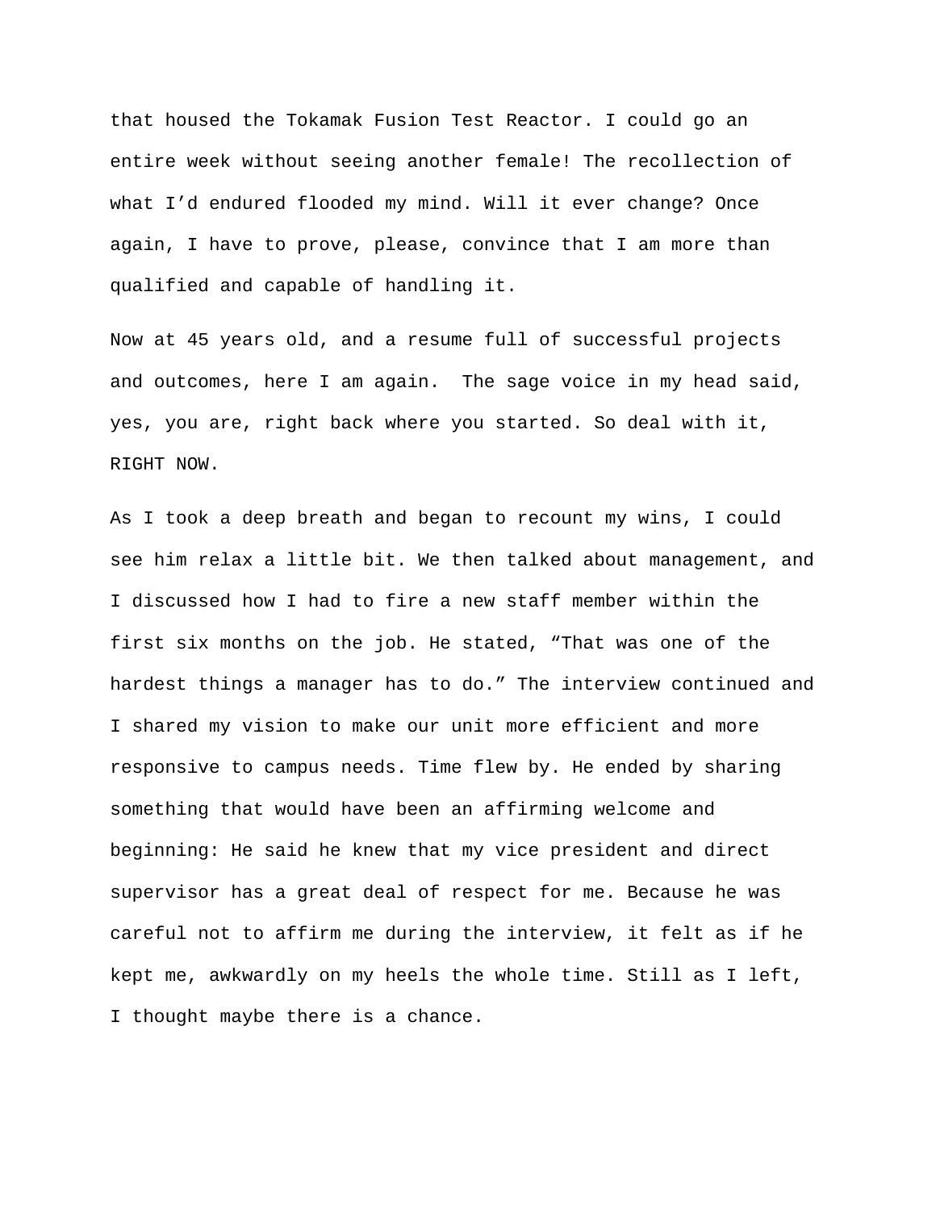that housed the Tokamak Fusion Test Reactor. I could go an entire week without seeing another female! The recollection of what I'd endured flooded my mind. Will it ever change? Once again, I have to prove, please, convince that I am more than qualified and capable of handling it.

Now at 45 years old, and a resume full of successful projects and outcomes, here I am again.  The sage voice in my head said, yes, you are, right back where you started. So deal with it, RIGHT NOW.

As I took a deep breath and began to recount my wins, I could see him relax a little bit. We then talked about management, and I discussed how I had to fire a new staff member within the first six months on the job. He stated, "That was one of the hardest things a manager has to do." The interview continued and I shared my vision to make our unit more efficient and more responsive to campus needs. Time flew by. He ended by sharing something that would have been an affirming welcome and beginning: He said he knew that my vice president and direct supervisor has a great deal of respect for me. Because he was careful not to affirm me during the interview, it felt as if he kept me, awkwardly on my heels the whole time. Still as I left, I thought maybe there is a chance.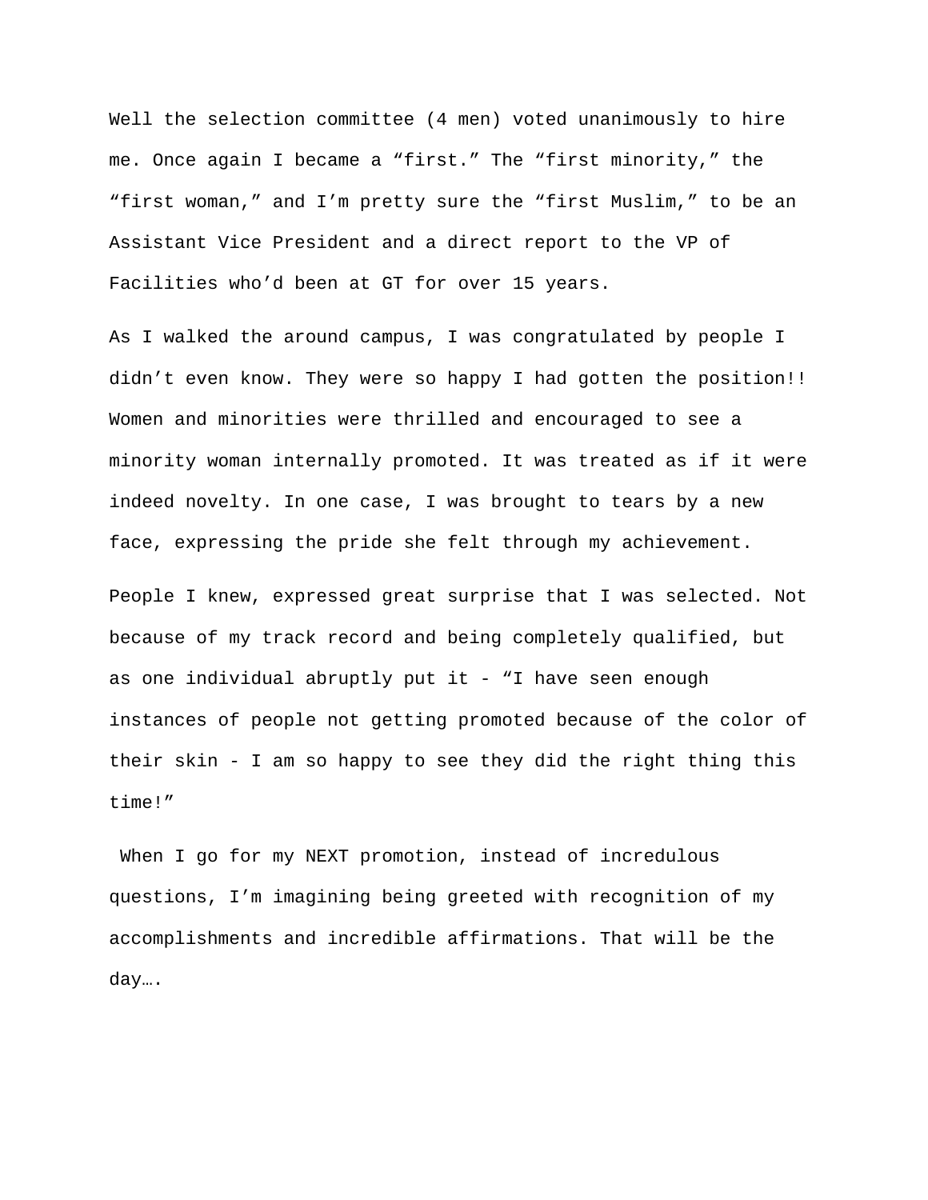Well the selection committee (4 men) voted unanimously to hire me. Once again I became a "first." The "first minority," the "first woman," and I'm pretty sure the "first Muslim," to be an Assistant Vice President and a direct report to the VP of Facilities who'd been at GT for over 15 years.

As I walked the around campus, I was congratulated by people I didn't even know. They were so happy I had gotten the position!! Women and minorities were thrilled and encouraged to see a minority woman internally promoted. It was treated as if it were indeed novelty. In one case, I was brought to tears by a new face, expressing the pride she felt through my achievement.

People I knew, expressed great surprise that I was selected. Not because of my track record and being completely qualified, but as one individual abruptly put it - "I have seen enough instances of people not getting promoted because of the color of their skin - I am so happy to see they did the right thing this time!"

When I go for my NEXT promotion, instead of incredulous questions, I'm imagining being greeted with recognition of my accomplishments and incredible affirmations. That will be the day….